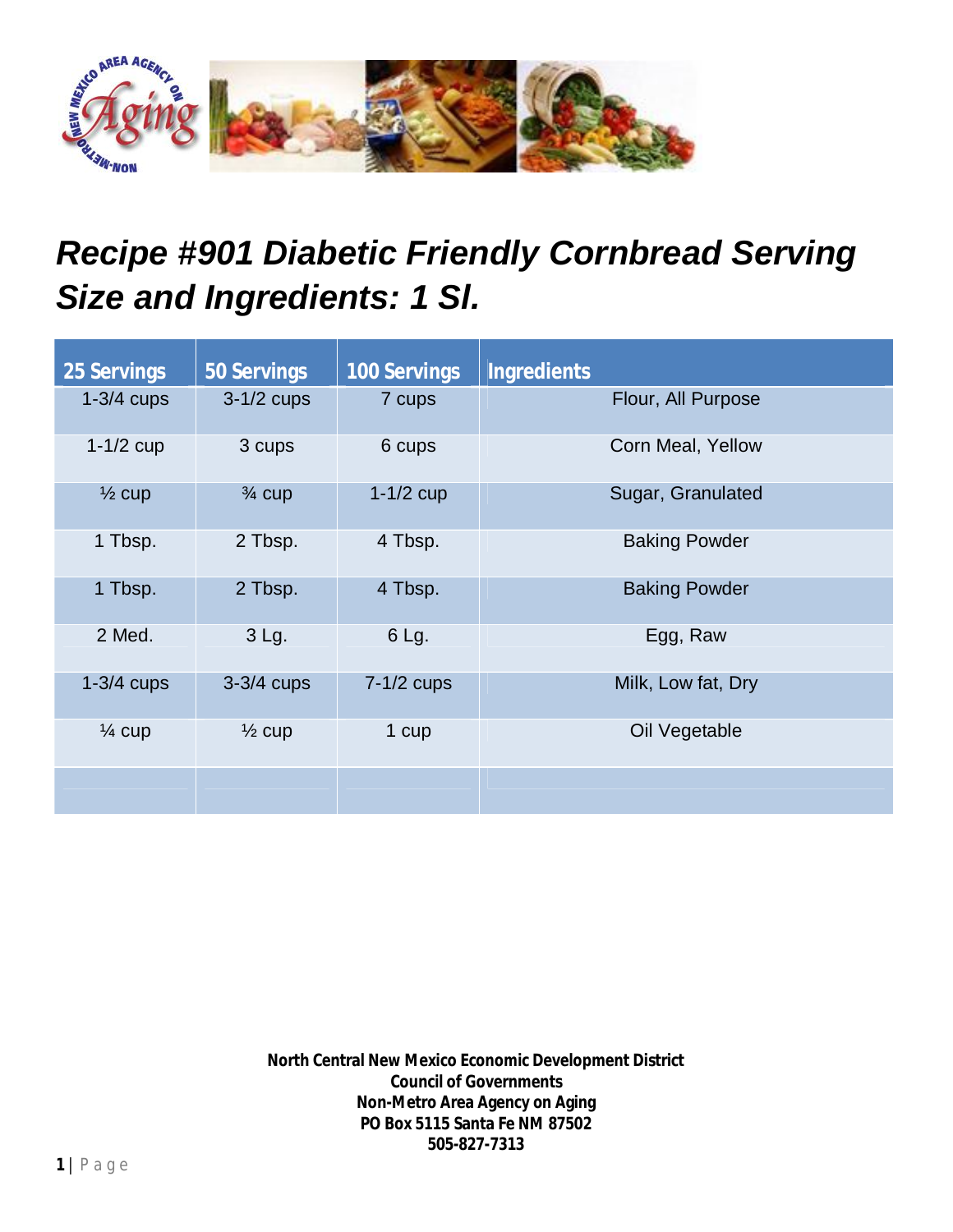# *Recipe #901 Diabetic Friendly Cornbread Serving Size and Ingredients: 1 Sl.*

| 25 Servings | 50 Servings | 100 Servings | Ingredients |
|---|---|---|---|
| 1-3/4 cups | 3-1/2 cups | 7 cups | Flour, All Purpose |
| 1-1/2 cup | 3 cups | 6 cups | Corn Meal, Yellow |
| ½ cup | ¾ cup | 1-1/2 cup | Sugar, Granulated |
| 1 Tbsp. | 2 Tbsp. | 4 Tbsp. | Baking Powder |
| 1 Tbsp. | 2 Tbsp. | 4 Tbsp. | Baking Powder |
| 2 Med. | 3 Lg. | 6 Lg. | Egg, Raw |
| 1-3/4 cups | 3-3/4 cups | 7-1/2 cups | Milk, Low fat, Dry |
| ¼ cup | ½ cup | 1 cup | Oil Vegetable |
| | | | |

**North Central New Mexico Economic Development District**
**Council of Governments**
**Non-Metro Area Agency on Aging**
**PO Box 5115 Santa Fe NM 87502**
**505-827-7313**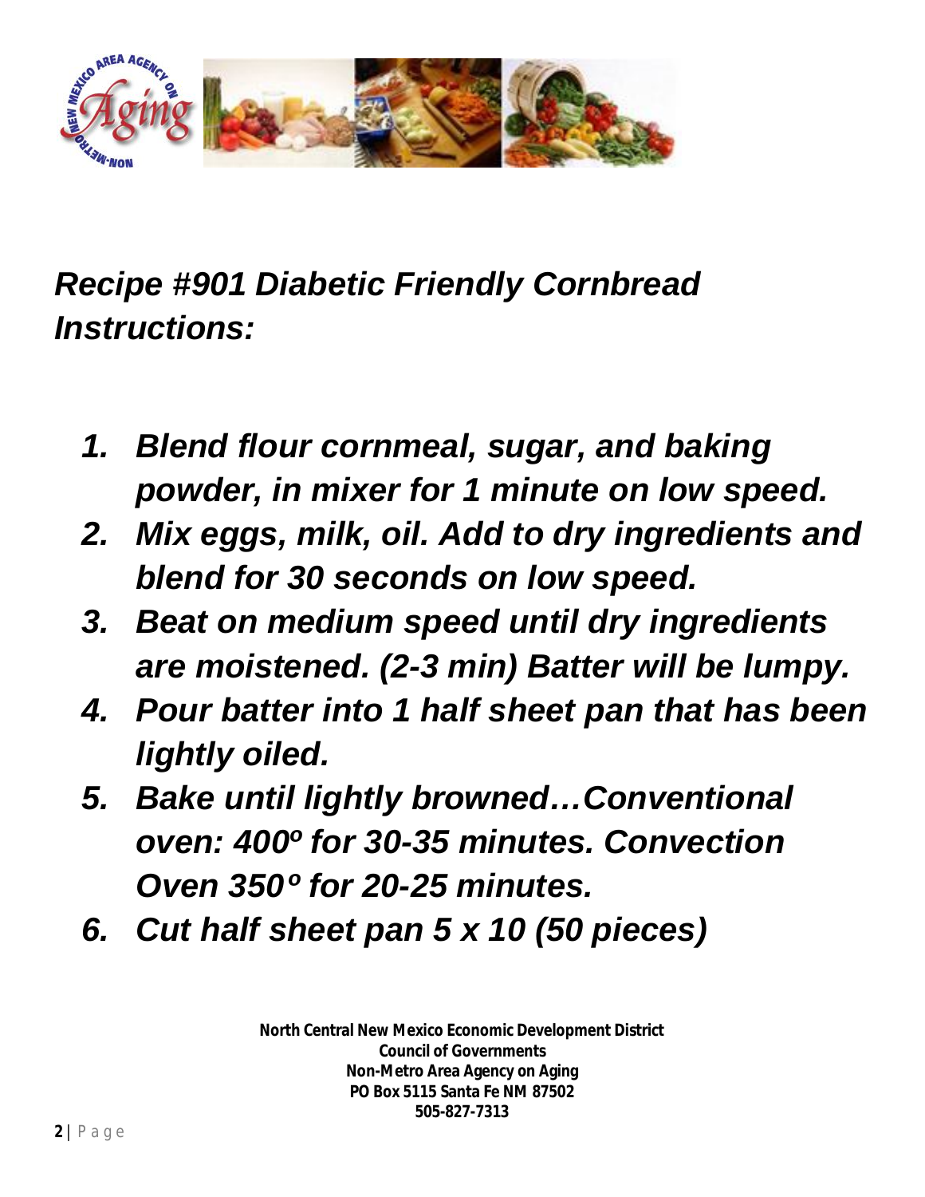## *Recipe #901 Diabetic Friendly Cornbread Instructions:*

1. ***Blend flour cornmeal, sugar, and baking powder, in mixer for 1 minute on low speed.***
2. ***Mix eggs, milk, oil. Add to dry ingredients and blend for 30 seconds on low speed.***
3. ***Beat on medium speed until dry ingredients are moistened. (2-3 min) Batter will be lumpy.***
4. ***Pour batter into 1 half sheet pan that has been lightly oiled.***
5. ***Bake until lightly browned…Conventional oven: 400º for 30-35 minutes. Convection Oven 350º for 20-25 minutes.***
6. ***Cut half sheet pan 5 x 10 (50 pieces)***

**North Central New Mexico Economic Development District**
**Council of Governments**
**Non-Metro Area Agency on Aging**
**PO Box 5115 Santa Fe NM 87502**
**505-827-7313**